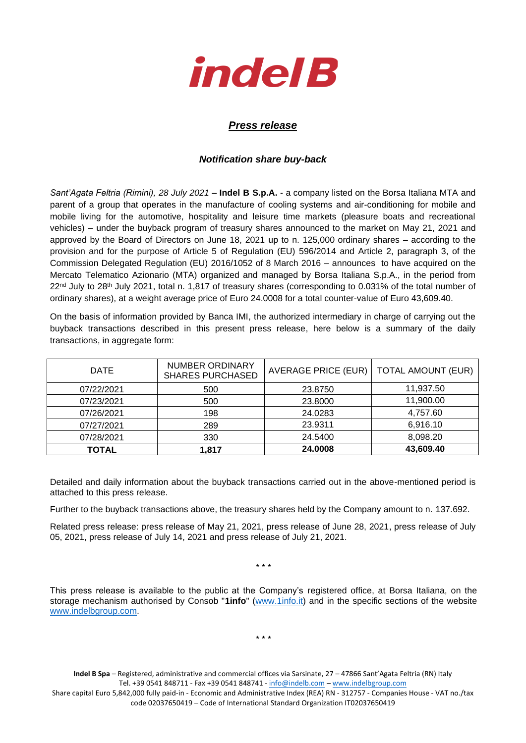# indel B

## *Press release*

### *Notification share buy-back*

*Sant'Agata Feltria (Rimini), 28 July 2021* – **Indel B S.p.A.** - a company listed on the Borsa Italiana MTA and parent of a group that operates in the manufacture of cooling systems and air-conditioning for mobile and mobile living for the automotive, hospitality and leisure time markets (pleasure boats and recreational vehicles) – under the buyback program of treasury shares announced to the market on May 21, 2021 and approved by the Board of Directors on June 18, 2021 up to n. 125,000 ordinary shares – according to the provision and for the purpose of Article 5 of Regulation (EU) 596/2014 and Article 2, paragraph 3, of the Commission Delegated Regulation (EU) 2016/1052 of 8 March 2016 – announces to have acquired on the Mercato Telematico Azionario (MTA) organized and managed by Borsa Italiana S.p.A., in the period from 22nd July to 28th July 2021, total n. 1,817 of treasury shares (corresponding to 0.031% of the total number of ordinary shares), at a weight average price of Euro 24.0008 for a total counter-value of Euro 43,609.40.

On the basis of information provided by Banca IMI, the authorized intermediary in charge of carrying out the buyback transactions described in this present press release, here below is a summary of the daily transactions, in aggregate form:

| DATE | NUMBER ORDINARY SHARES PURCHASED | AVERAGE PRICE (EUR) | TOTAL AMOUNT (EUR) |
|---|---|---|---|
| 07/22/2021 | 500 | 23.8750 | 11,937.50 |
| 07/23/2021 | 500 | 23.8000 | 11,900.00 |
| 07/26/2021 | 198 | 24.0283 | 4,757.60 |
| 07/27/2021 | 289 | 23.9311 | 6,916.10 |
| 07/28/2021 | 330 | 24.5400 | 8,098.20 |
| **TOTAL** | **1,817** | **24.0008** | **43,609.40** |

Detailed and daily information about the buyback transactions carried out in the above-mentioned period is attached to this press release.

Further to the buyback transactions above, the treasury shares held by the Company amount to n. 137.692.

Related press release: press release of May 21, 2021, press release of June 28, 2021, press release of July 05, 2021, press release of July 14, 2021 and press release of July 21, 2021.

\* \* \*

This press release is available to the public at the Company's registered office, at Borsa Italiana, on the storage mechanism authorised by Consob "**1info**" (www.1info.it) and in the specific sections of the website www.indelbgroup.com.

\* \* \*

**Indel B Spa** – Registered, administrative and commercial offices via Sarsinate, 27 – 47866 Sant'Agata Feltria (RN) Italy
Tel. +39 0541 848711 - Fax +39 0541 848741 - info@indelb.com – www.indelbgroup.com
Share capital Euro 5,842,000 fully paid-in - Economic and Administrative Index (REA) RN - 312757 - Companies House - VAT no./tax code 02037650419 – Code of International Standard Organization IT02037650419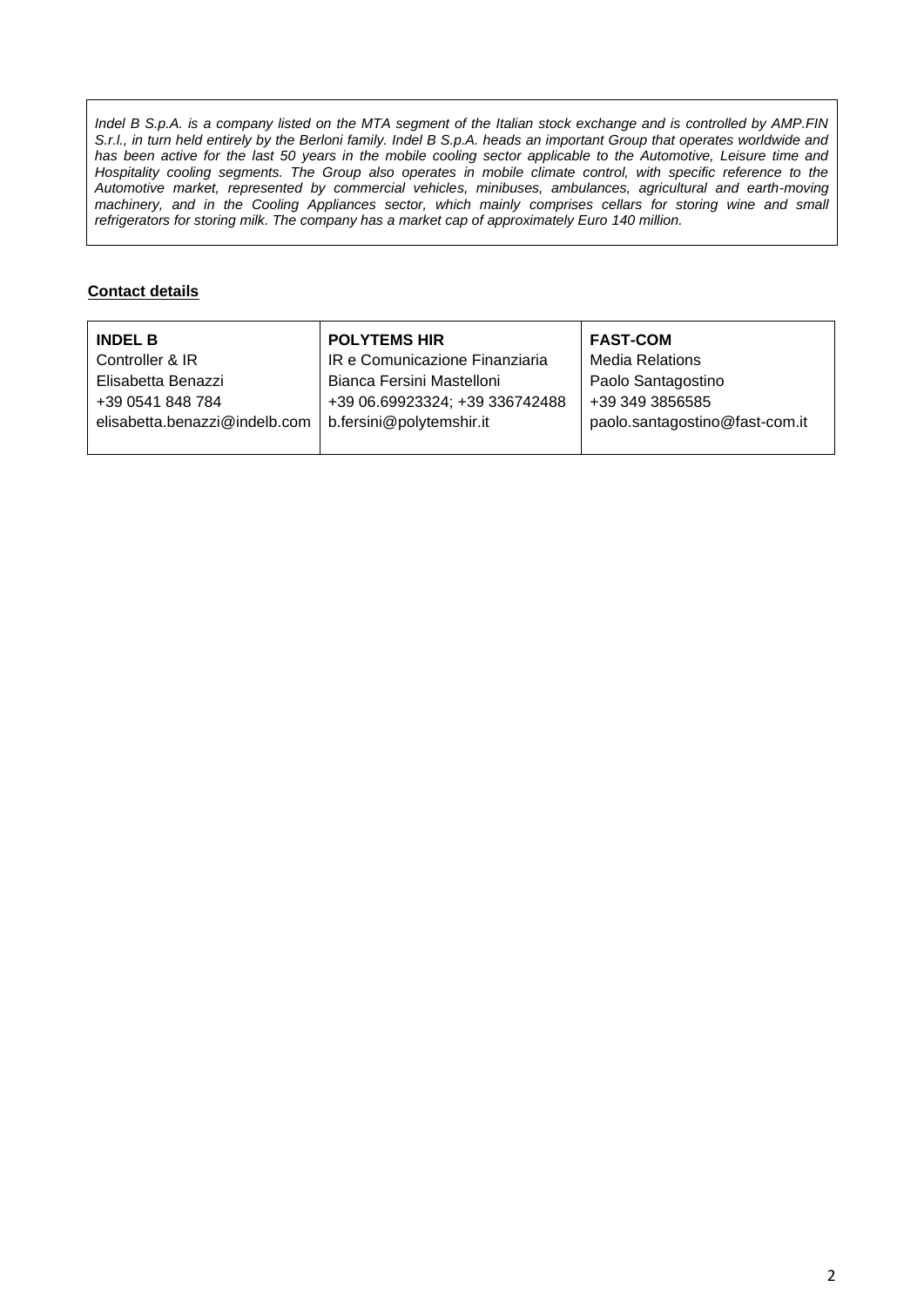*Indel B S.p.A. is a company listed on the MTA segment of the Italian stock exchange and is controlled by AMP.FIN S.r.l., in turn held entirely by the Berloni family. Indel B S.p.A. heads an important Group that operates worldwide and has been active for the last 50 years in the mobile cooling sector applicable to the Automotive, Leisure time and Hospitality cooling segments. The Group also operates in mobile climate control, with specific reference to the Automotive market, represented by commercial vehicles, minibuses, ambulances, agricultural and earth-moving machinery, and in the Cooling Appliances sector, which mainly comprises cellars for storing wine and small refrigerators for storing milk. The company has a market cap of approximately Euro 140 million.*

**Contact details**

| **INDEL B** | **POLYTEMS HIR** | **FAST-COM** |
|---|---|---|
| Controller & IR | IR e Comunicazione Finanziaria | Media Relations |
| Elisabetta Benazzi | Bianca Fersini Mastelloni | Paolo Santagostino |
| +39 0541 848 784 | +39 06.69923324; +39 336742488 | +39 349 3856585 |
| elisabetta.benazzi@indelb.com | b.fersini@polytemshir.it | paolo.santagostino@fast-com.it |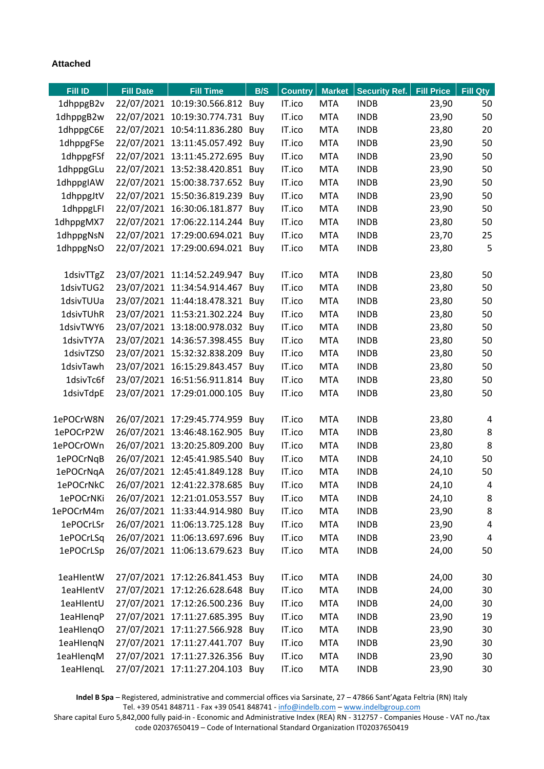**Attached**

| Fill ID | Fill Date | Fill Time | B/S | Country | Market | Security Ref. | Fill Price | Fill Qty |
|---|---|---|---|---|---|---|---|---|
| 1dhppgB2v | 22/07/2021 | 10:19:30.566.812 | Buy | IT.ico | MTA | INDB | 23,90 | 50 |
| 1dhppgB2w | 22/07/2021 | 10:19:30.774.731 | Buy | IT.ico | MTA | INDB | 23,90 | 50 |
| 1dhppgC6E | 22/07/2021 | 10:54:11.836.280 | Buy | IT.ico | MTA | INDB | 23,80 | 20 |
| 1dhppgFSe | 22/07/2021 | 13:11:45.057.492 | Buy | IT.ico | MTA | INDB | 23,90 | 50 |
| 1dhppgFSf | 22/07/2021 | 13:11:45.272.695 | Buy | IT.ico | MTA | INDB | 23,90 | 50 |
| 1dhppgGLu | 22/07/2021 | 13:52:38.420.851 | Buy | IT.ico | MTA | INDB | 23,90 | 50 |
| 1dhppgIAW | 22/07/2021 | 15:00:38.737.652 | Buy | IT.ico | MTA | INDB | 23,90 | 50 |
| 1dhppgJtV | 22/07/2021 | 15:50:36.819.239 | Buy | IT.ico | MTA | INDB | 23,90 | 50 |
| 1dhppgLFI | 22/07/2021 | 16:30:06.181.877 | Buy | IT.ico | MTA | INDB | 23,90 | 50 |
| 1dhppgMX7 | 22/07/2021 | 17:06:22.114.244 | Buy | IT.ico | MTA | INDB | 23,80 | 50 |
| 1dhppgNsN | 22/07/2021 | 17:29:00.694.021 | Buy | IT.ico | MTA | INDB | 23,70 | 25 |
| 1dhppgNsO | 22/07/2021 | 17:29:00.694.021 | Buy | IT.ico | MTA | INDB | 23,80 | 5 |
| | | | | | | | | |
| 1dsivTTgZ | 23/07/2021 | 11:14:52.249.947 | Buy | IT.ico | MTA | INDB | 23,80 | 50 |
| 1dsivTUG2 | 23/07/2021 | 11:34:54.914.467 | Buy | IT.ico | MTA | INDB | 23,80 | 50 |
| 1dsivTUUa | 23/07/2021 | 11:44:18.478.321 | Buy | IT.ico | MTA | INDB | 23,80 | 50 |
| 1dsivTUhR | 23/07/2021 | 11:53:21.302.224 | Buy | IT.ico | MTA | INDB | 23,80 | 50 |
| 1dsivTWY6 | 23/07/2021 | 13:18:00.978.032 | Buy | IT.ico | MTA | INDB | 23,80 | 50 |
| 1dsivTY7A | 23/07/2021 | 14:36:57.398.455 | Buy | IT.ico | MTA | INDB | 23,80 | 50 |
| 1dsivTZS0 | 23/07/2021 | 15:32:32.838.209 | Buy | IT.ico | MTA | INDB | 23,80 | 50 |
| 1dsivTawh | 23/07/2021 | 16:15:29.843.457 | Buy | IT.ico | MTA | INDB | 23,80 | 50 |
| 1dsivTc6f | 23/07/2021 | 16:51:56.911.814 | Buy | IT.ico | MTA | INDB | 23,80 | 50 |
| 1dsivTdpE | 23/07/2021 | 17:29:01.000.105 | Buy | IT.ico | MTA | INDB | 23,80 | 50 |
| | | | | | | | | |
| 1ePOCrW8N | 26/07/2021 | 17:29:45.774.959 | Buy | IT.ico | MTA | INDB | 23,80 | 4 |
| 1ePOCrP2W | 26/07/2021 | 13:46:48.162.905 | Buy | IT.ico | MTA | INDB | 23,80 | 8 |
| 1ePOCrOWn | 26/07/2021 | 13:20:25.809.200 | Buy | IT.ico | MTA | INDB | 23,80 | 8 |
| 1ePOCrNqB | 26/07/2021 | 12:45:41.985.540 | Buy | IT.ico | MTA | INDB | 24,10 | 50 |
| 1ePOCrNqA | 26/07/2021 | 12:45:41.849.128 | Buy | IT.ico | MTA | INDB | 24,10 | 50 |
| 1ePOCrNkC | 26/07/2021 | 12:41:22.378.685 | Buy | IT.ico | MTA | INDB | 24,10 | 4 |
| 1ePOCrNKi | 26/07/2021 | 12:21:01.053.557 | Buy | IT.ico | MTA | INDB | 24,10 | 8 |
| 1ePOCrM4m | 26/07/2021 | 11:33:44.914.980 | Buy | IT.ico | MTA | INDB | 23,90 | 8 |
| 1ePOCrLSr | 26/07/2021 | 11:06:13.725.128 | Buy | IT.ico | MTA | INDB | 23,90 | 4 |
| 1ePOCrLSq | 26/07/2021 | 11:06:13.697.696 | Buy | IT.ico | MTA | INDB | 23,90 | 4 |
| 1ePOCrLSp | 26/07/2021 | 11:06:13.679.623 | Buy | IT.ico | MTA | INDB | 24,00 | 50 |
| | | | | | | | | |
| 1eaHlentW | 27/07/2021 | 17:12:26.841.453 | Buy | IT.ico | MTA | INDB | 24,00 | 30 |
| 1eaHlentV | 27/07/2021 | 17:12:26.628.648 | Buy | IT.ico | MTA | INDB | 24,00 | 30 |
| 1eaHlentU | 27/07/2021 | 17:12:26.500.236 | Buy | IT.ico | MTA | INDB | 24,00 | 30 |
| 1eaHlenqP | 27/07/2021 | 17:11:27.685.395 | Buy | IT.ico | MTA | INDB | 23,90 | 19 |
| 1eaHlenqO | 27/07/2021 | 17:11:27.566.928 | Buy | IT.ico | MTA | INDB | 23,90 | 30 |
| 1eaHlenqN | 27/07/2021 | 17:11:27.441.707 | Buy | IT.ico | MTA | INDB | 23,90 | 30 |
| 1eaHlenqM | 27/07/2021 | 17:11:27.326.356 | Buy | IT.ico | MTA | INDB | 23,90 | 30 |
| 1eaHlenqL | 27/07/2021 | 17:11:27.204.103 | Buy | IT.ico | MTA | INDB | 23,90 | 30 |

**Indel B Spa** – Registered, administrative and commercial offices via Sarsinate, 27 – 47866 Sant'Agata Feltria (RN) Italy
Tel. +39 0541 848711 - Fax +39 0541 848741 - info@indelb.com – www.indelbgroup.com
Share capital Euro 5,842,000 fully paid-in - Economic and Administrative Index (REA) RN - 312757 - Companies House - VAT no./tax code 02037650419 – Code of International Standard Organization IT02037650419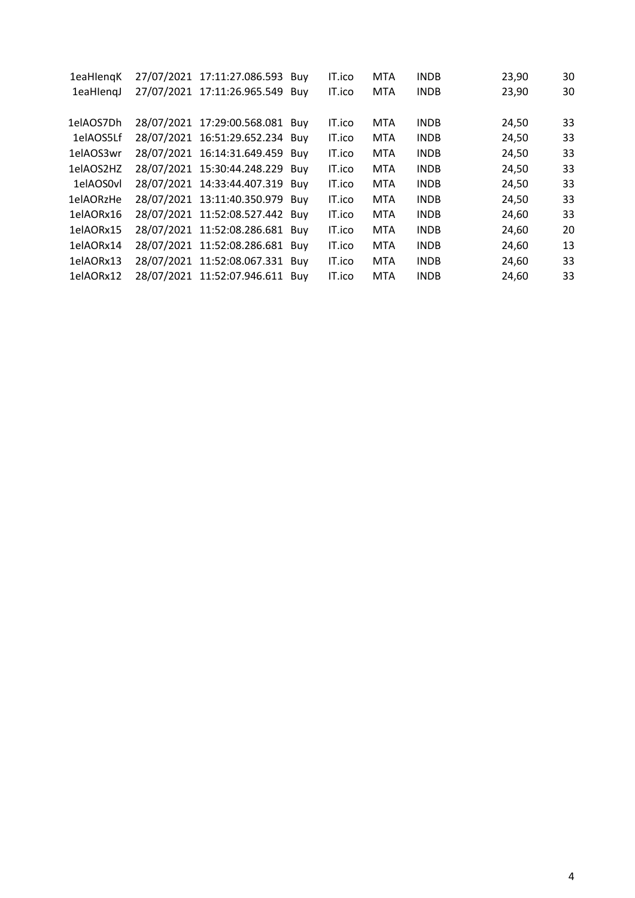| | | | | | | | | |
|---|---|---|---|---|---|---|---|---|
| 1eaHlenqK | 27/07/2021 | 17:11:27.086.593 | Buy | IT.ico | MTA | INDB | 23,90 | 30 |
| 1eaHlenqJ | 27/07/2021 | 17:11:26.965.549 | Buy | IT.ico | MTA | INDB | 23,90 | 30 |
| | | | | | | | | |
| 1elAOS7Dh | 28/07/2021 | 17:29:00.568.081 | Buy | IT.ico | MTA | INDB | 24,50 | 33 |
| 1elAOS5Lf | 28/07/2021 | 16:51:29.652.234 | Buy | IT.ico | MTA | INDB | 24,50 | 33 |
| 1elAOS3wr | 28/07/2021 | 16:14:31.649.459 | Buy | IT.ico | MTA | INDB | 24,50 | 33 |
| 1elAOS2HZ | 28/07/2021 | 15:30:44.248.229 | Buy | IT.ico | MTA | INDB | 24,50 | 33 |
| 1elAOS0vl | 28/07/2021 | 14:33:44.407.319 | Buy | IT.ico | MTA | INDB | 24,50 | 33 |
| 1elAORzHe | 28/07/2021 | 13:11:40.350.979 | Buy | IT.ico | MTA | INDB | 24,50 | 33 |
| 1elAORx16 | 28/07/2021 | 11:52:08.527.442 | Buy | IT.ico | MTA | INDB | 24,60 | 33 |
| 1elAORx15 | 28/07/2021 | 11:52:08.286.681 | Buy | IT.ico | MTA | INDB | 24,60 | 20 |
| 1elAORx14 | 28/07/2021 | 11:52:08.286.681 | Buy | IT.ico | MTA | INDB | 24,60 | 13 |
| 1elAORx13 | 28/07/2021 | 11:52:08.067.331 | Buy | IT.ico | MTA | INDB | 24,60 | 33 |
| 1elAORx12 | 28/07/2021 | 11:52:07.946.611 | Buy | IT.ico | MTA | INDB | 24,60 | 33 |